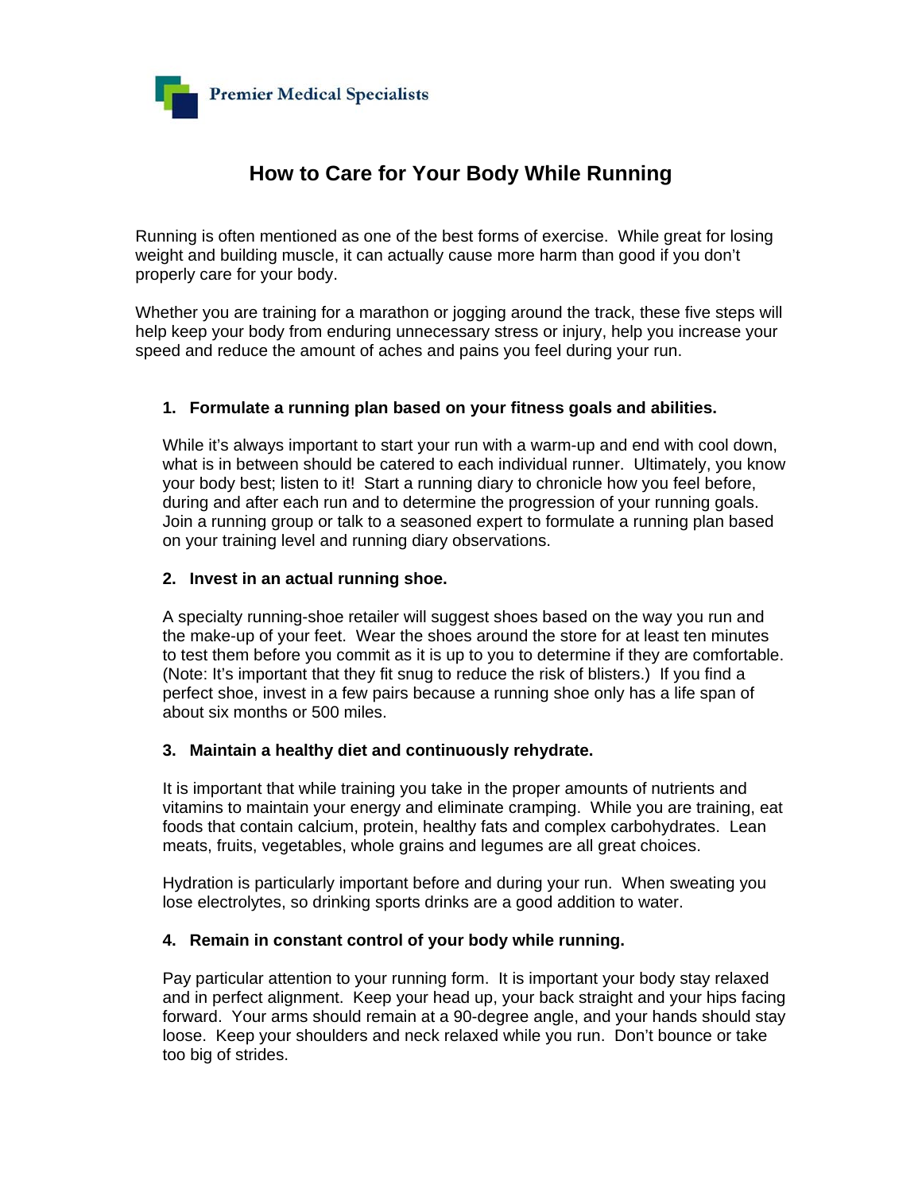Premier Medical Specialists

# How to Care for Your Body While Running

Running is often mentioned as one of the best forms of exercise. While great for losing weight and building muscle, it can actually cause more harm than good if you don't properly care for your body.

Whether you are training for a marathon or jogging around the track, these five steps will help keep your body from enduring unnecessary stress or injury, help you increase your speed and reduce the amount of aches and pains you feel during your run.

1. **Formulate a running plan based on your fitness goals and abilities.**

   While it's always important to start your run with a warm-up and end with cool down, what is in between should be catered to each individual runner. Ultimately, you know your body best; listen to it! Start a running diary to chronicle how you feel before, during and after each run and to determine the progression of your running goals. Join a running group or talk to a seasoned expert to formulate a running plan based on your training level and running diary observations.

2. **Invest in an actual running shoe.**

   A specialty running-shoe retailer will suggest shoes based on the way you run and the make-up of your feet. Wear the shoes around the store for at least ten minutes to test them before you commit as it is up to you to determine if they are comfortable. (Note: It's important that they fit snug to reduce the risk of blisters.) If you find a perfect shoe, invest in a few pairs because a running shoe only has a life span of about six months or 500 miles.

3. **Maintain a healthy diet and continuously rehydrate.**

   It is important that while training you take in the proper amounts of nutrients and vitamins to maintain your energy and eliminate cramping. While you are training, eat foods that contain calcium, protein, healthy fats and complex carbohydrates. Lean meats, fruits, vegetables, whole grains and legumes are all great choices.

   Hydration is particularly important before and during your run. When sweating you lose electrolytes, so drinking sports drinks are a good addition to water.

4. **Remain in constant control of your body while running.**

   Pay particular attention to your running form. It is important your body stay relaxed and in perfect alignment. Keep your head up, your back straight and your hips facing forward. Your arms should remain at a 90-degree angle, and your hands should stay loose. Keep your shoulders and neck relaxed while you run. Don't bounce or take too big of strides.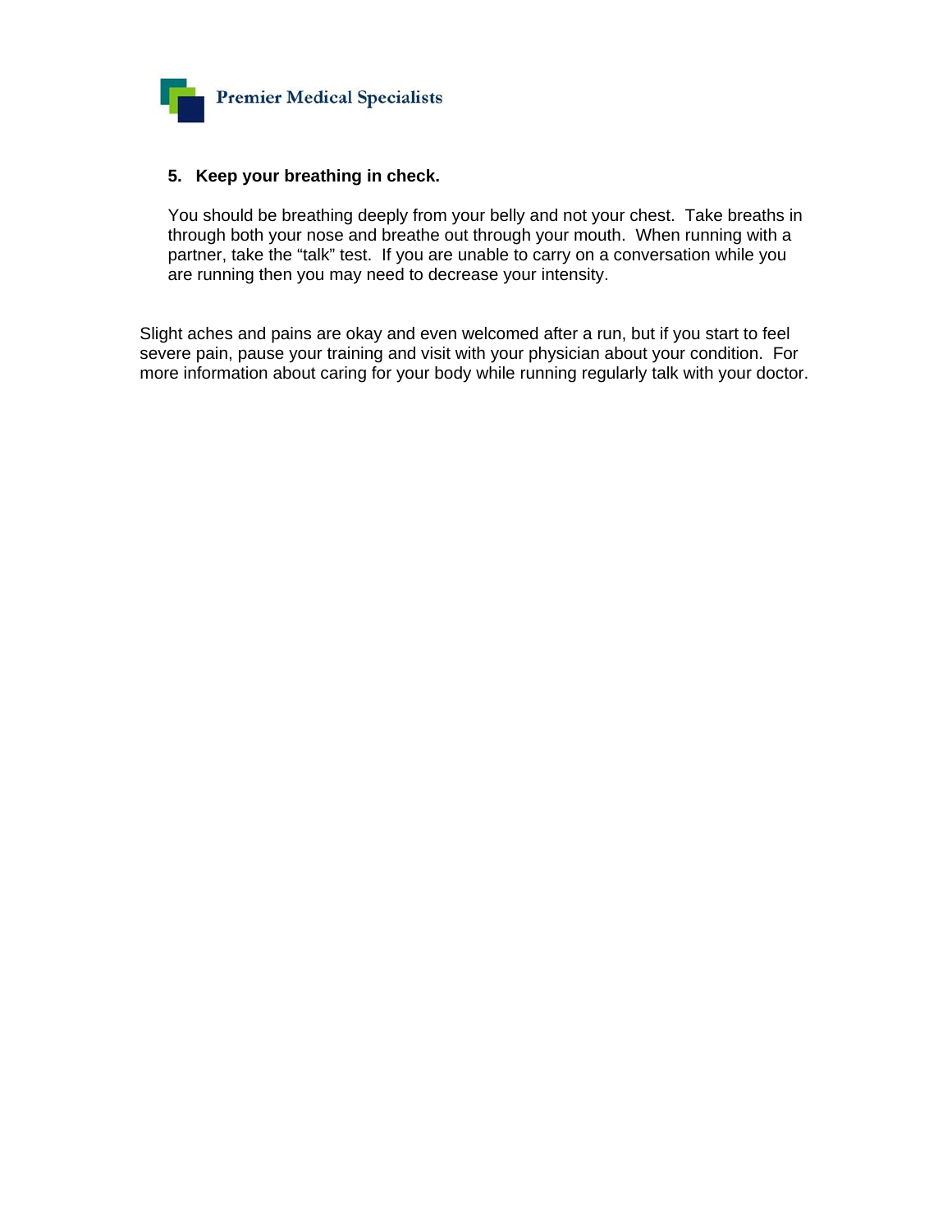5. **Keep your breathing in check.**

   You should be breathing deeply from your belly and not your chest. Take breaths in through both your nose and breathe out through your mouth. When running with a partner, take the “talk” test. If you are unable to carry on a conversation while you are running then you may need to decrease your intensity.

Slight aches and pains are okay and even welcomed after a run, but if you start to feel severe pain, pause your training and visit with your physician about your condition. For more information about caring for your body while running regularly talk with your doctor.